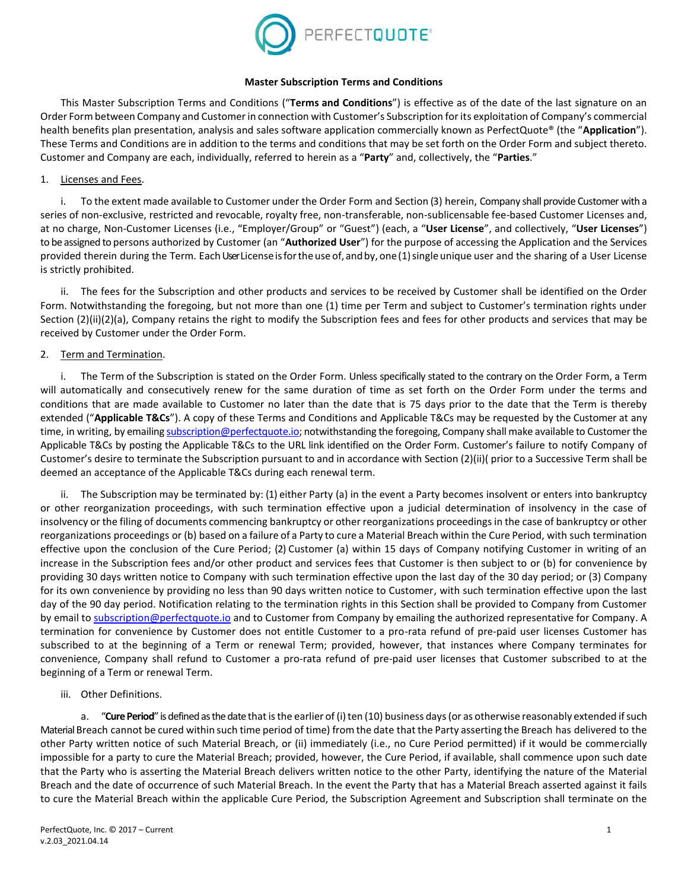# Master Subscription Terms and Conditions

This Master Subscription Terms and Conditions ("**Terms and Conditions**") is effective as of the date of the last signature on an Order Form between Company and Customer in connection with Customer's Subscription for its exploitation of Company's commercial health benefits plan presentation, analysis and sales software application commercially known as PerfectQuote® (the "**Application**"). These Terms and Conditions are in addition to the terms and conditions that may be set forth on the Order Form and subject thereto. Customer and Company are each, individually, referred to herein as a "**Party**" and, collectively, the "**Parties**."

1. Licenses and Fees.

i. To the extent made available to Customer under the Order Form and Section (3) herein, Company shall provide Customer with a series of non-exclusive, restricted and revocable, royalty free, non-transferable, non-sublicensable fee-based Customer Licenses and, at no charge, Non-Customer Licenses (i.e., "Employer/Group" or "Guest") (each, a "**User License**", and collectively, "**User Licenses**") to be assigned to persons authorized by Customer (an "**Authorized User**") for the purpose of accessing the Application and the Services provided therein during the Term. Each User License is for the use of, and by, one (1) single unique user and the sharing of a User License is strictly prohibited.

ii. The fees for the Subscription and other products and services to be received by Customer shall be identified on the Order Form. Notwithstanding the foregoing, but not more than one (1) time per Term and subject to Customer's termination rights under Section (2)(ii)(2)(a), Company retains the right to modify the Subscription fees and fees for other products and services that may be received by Customer under the Order Form.

2. Term and Termination.

i. The Term of the Subscription is stated on the Order Form. Unless specifically stated to the contrary on the Order Form, a Term will automatically and consecutively renew for the same duration of time as set forth on the Order Form under the terms and conditions that are made available to Customer no later than the date that is 75 days prior to the date that the Term is thereby extended ("**Applicable T&Cs**"). A copy of these Terms and Conditions and Applicable T&Cs may be requested by the Customer at any time, in writing, by emailing subscription@perfectquote.io; notwithstanding the foregoing, Company shall make available to Customer the Applicable T&Cs by posting the Applicable T&Cs to the URL link identified on the Order Form. Customer's failure to notify Company of Customer's desire to terminate the Subscription pursuant to and in accordance with Section (2)(ii)( prior to a Successive Term shall be deemed an acceptance of the Applicable T&Cs during each renewal term.

ii. The Subscription may be terminated by: (1) either Party (a) in the event a Party becomes insolvent or enters into bankruptcy or other reorganization proceedings, with such termination effective upon a judicial determination of insolvency in the case of insolvency or the filing of documents commencing bankruptcy or other reorganizations proceedings in the case of bankruptcy or other reorganizations proceedings or (b) based on a failure of a Party to cure a Material Breach within the Cure Period, with such termination effective upon the conclusion of the Cure Period; (2) Customer (a) within 15 days of Company notifying Customer in writing of an increase in the Subscription fees and/or other product and services fees that Customer is then subject to or (b) for convenience by providing 30 days written notice to Company with such termination effective upon the last day of the 30 day period; or (3) Company for its own convenience by providing no less than 90 days written notice to Customer, with such termination effective upon the last day of the 90 day period. Notification relating to the termination rights in this Section shall be provided to Company from Customer by email to subscription@perfectquote.io and to Customer from Company by emailing the authorized representative for Company. A termination for convenience by Customer does not entitle Customer to a pro-rata refund of pre-paid user licenses Customer has subscribed to at the beginning of a Term or renewal Term; provided, however, that instances where Company terminates for convenience, Company shall refund to Customer a pro-rata refund of pre-paid user licenses that Customer subscribed to at the beginning of a Term or renewal Term.

iii. Other Definitions.

a. "**Cure Period**" is defined as the date that is the earlier of (i) ten (10) business days (or as otherwise reasonably extended if such Material Breach cannot be cured within such time period of time) from the date that the Party asserting the Breach has delivered to the other Party written notice of such Material Breach, or (ii) immediately (i.e., no Cure Period permitted) if it would be commercially impossible for a party to cure the Material Breach; provided, however, the Cure Period, if available, shall commence upon such date that the Party who is asserting the Material Breach delivers written notice to the other Party, identifying the nature of the Material Breach and the date of occurrence of such Material Breach. In the event the Party that has a Material Breach asserted against it fails to cure the Material Breach within the applicable Cure Period, the Subscription Agreement and Subscription shall terminate on the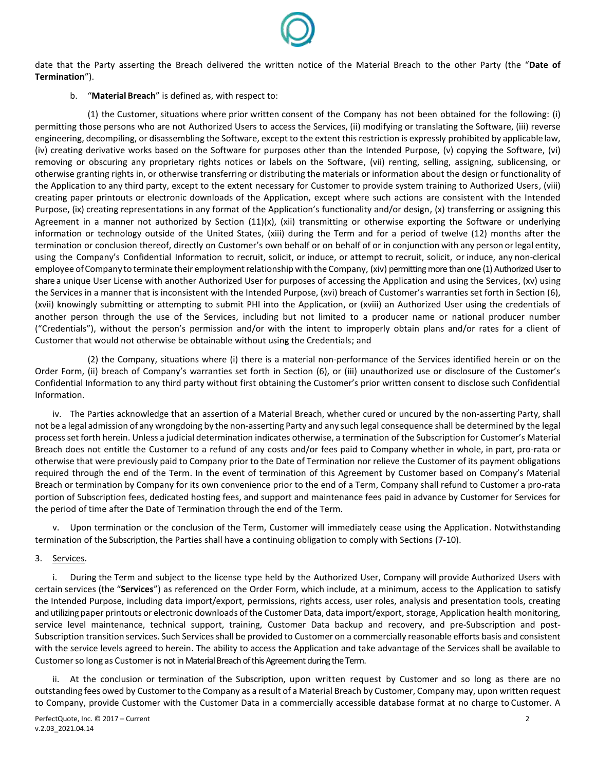date that the Party asserting the Breach delivered the written notice of the Material Breach to the other Party (the "**Date of Termination**").

b. "**Material Breach**" is defined as, with respect to:

(1) the Customer, situations where prior written consent of the Company has not been obtained for the following: (i) permitting those persons who are not Authorized Users to access the Services, (ii) modifying or translating the Software, (iii) reverse engineering, decompiling, or disassembling the Software, except to the extent this restriction is expressly prohibited by applicable law, (iv) creating derivative works based on the Software for purposes other than the Intended Purpose, (v) copying the Software, (vi) removing or obscuring any proprietary rights notices or labels on the Software, (vii) renting, selling, assigning, sublicensing, or otherwise granting rights in, or otherwise transferring or distributing the materials or information about the design or functionality of the Application to any third party, except to the extent necessary for Customer to provide system training to Authorized Users, (viii) creating paper printouts or electronic downloads of the Application, except where such actions are consistent with the Intended Purpose, (ix) creating representations in any format of the Application's functionality and/or design, (x) transferring or assigning this Agreement in a manner not authorized by Section (11)(x), (xii) transmitting or otherwise exporting the Software or underlying information or technology outside of the United States, (xiii) during the Term and for a period of twelve (12) months after the termination or conclusion thereof, directly on Customer's own behalf or on behalf of or in conjunction with any person or legal entity, using the Company's Confidential Information to recruit, solicit, or induce, or attempt to recruit, solicit, or induce, any non-clerical employee of Company to terminate their employment relationship with the Company, (xiv) permitting more than one (1) Authorized User to share a unique User License with another Authorized User for purposes of accessing the Application and using the Services, (xv) using the Services in a manner that is inconsistent with the Intended Purpose, (xvi) breach of Customer's warranties set forth in Section (6), (xvii) knowingly submitting or attempting to submit PHI into the Application, or (xviii) an Authorized User using the credentials of another person through the use of the Services, including but not limited to a producer name or national producer number ("Credentials"), without the person's permission and/or with the intent to improperly obtain plans and/or rates for a client of Customer that would not otherwise be obtainable without using the Credentials; and

(2) the Company, situations where (i) there is a material non-performance of the Services identified herein or on the Order Form, (ii) breach of Company's warranties set forth in Section (6), or (iii) unauthorized use or disclosure of the Customer's Confidential Information to any third party without first obtaining the Customer's prior written consent to disclose such Confidential Information.

iv. The Parties acknowledge that an assertion of a Material Breach, whether cured or uncured by the non-asserting Party, shall not be a legal admission of any wrongdoing by the non-asserting Party and any such legal consequence shall be determined by the legal process set forth herein. Unless a judicial determination indicates otherwise, a termination of the Subscription for Customer's Material Breach does not entitle the Customer to a refund of any costs and/or fees paid to Company whether in whole, in part, pro-rata or otherwise that were previously paid to Company prior to the Date of Termination nor relieve the Customer of its payment obligations required through the end of the Term. In the event of termination of this Agreement by Customer based on Company's Material Breach or termination by Company for its own convenience prior to the end of a Term, Company shall refund to Customer a pro-rata portion of Subscription fees, dedicated hosting fees, and support and maintenance fees paid in advance by Customer for Services for the period of time after the Date of Termination through the end of the Term.

v. Upon termination or the conclusion of the Term, Customer will immediately cease using the Application. Notwithstanding termination of the Subscription, the Parties shall have a continuing obligation to comply with Sections (7-10).

3. <u>Services</u>.

i. During the Term and subject to the license type held by the Authorized User, Company will provide Authorized Users with certain services (the "**Services**") as referenced on the Order Form, which include, at a minimum, access to the Application to satisfy the Intended Purpose, including data import/export, permissions, rights access, user roles, analysis and presentation tools, creating and utilizing paper printouts or electronic downloads of the Customer Data, data import/export, storage, Application health monitoring, service level maintenance, technical support, training, Customer Data backup and recovery, and pre-Subscription and post-Subscription transition services. Such Services shall be provided to Customer on a commercially reasonable efforts basis and consistent with the service levels agreed to herein. The ability to access the Application and take advantage of the Services shall be available to Customer so long as Customer is not in Material Breach of this Agreement during the Term.

ii. At the conclusion or termination of the Subscription, upon written request by Customer and so long as there are no outstanding fees owed by Customer to the Company as a result of a Material Breach by Customer, Company may, upon written request to Company, provide Customer with the Customer Data in a commercially accessible database format at no charge to Customer. A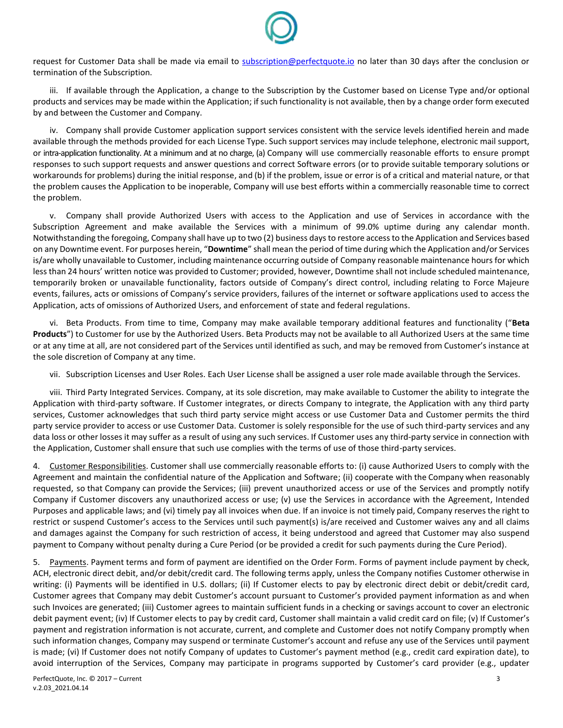request for Customer Data shall be made via email to subscription@perfectquote.io no later than 30 days after the conclusion or termination of the Subscription.

iii. If available through the Application, a change to the Subscription by the Customer based on License Type and/or optional products and services may be made within the Application; if such functionality is not available, then by a change order form executed by and between the Customer and Company.

iv. Company shall provide Customer application support services consistent with the service levels identified herein and made available through the methods provided for each License Type. Such support services may include telephone, electronic mail support, or intra-application functionality. At a minimum and at no charge, (a) Company will use commercially reasonable efforts to ensure prompt responses to such support requests and answer questions and correct Software errors (or to provide suitable temporary solutions or workarounds for problems) during the initial response, and (b) if the problem, issue or error is of a critical and material nature, or that the problem causes the Application to be inoperable, Company will use best efforts within a commercially reasonable time to correct the problem.

v. Company shall provide Authorized Users with access to the Application and use of Services in accordance with the Subscription Agreement and make available the Services with a minimum of 99.0% uptime during any calendar month. Notwithstanding the foregoing, Company shall have up to two (2) business days to restore access to the Application and Services based on any Downtime event. For purposes herein, "**Downtime**" shall mean the period of time during which the Application and/or Services is/are wholly unavailable to Customer, including maintenance occurring outside of Company reasonable maintenance hours for which less than 24 hours' written notice was provided to Customer; provided, however, Downtime shall not include scheduled maintenance, temporarily broken or unavailable functionality, factors outside of Company's direct control, including relating to Force Majeure events, failures, acts or omissions of Company's service providers, failures of the internet or software applications used to access the Application, acts of omissions of Authorized Users, and enforcement of state and federal regulations.

vi. Beta Products. From time to time, Company may make available temporary additional features and functionality ("**Beta Products**") to Customer for use by the Authorized Users. Beta Products may not be available to all Authorized Users at the same time or at any time at all, are not considered part of the Services until identified as such, and may be removed from Customer's instance at the sole discretion of Company at any time.

vii. Subscription Licenses and User Roles. Each User License shall be assigned a user role made available through the Services.

viii. Third Party Integrated Services. Company, at its sole discretion, may make available to Customer the ability to integrate the Application with third-party software. If Customer integrates, or directs Company to integrate, the Application with any third party services, Customer acknowledges that such third party service might access or use Customer Data and Customer permits the third party service provider to access or use Customer Data. Customer is solely responsible for the use of such third-party services and any data loss or other losses it may suffer as a result of using any such services. If Customer uses any third-party service in connection with the Application, Customer shall ensure that such use complies with the terms of use of those third-party services.

4. Customer Responsibilities. Customer shall use commercially reasonable efforts to: (i) cause Authorized Users to comply with the Agreement and maintain the confidential nature of the Application and Software; (ii) cooperate with the Company when reasonably requested, so that Company can provide the Services; (iii) prevent unauthorized access or use of the Services and promptly notify Company if Customer discovers any unauthorized access or use; (v) use the Services in accordance with the Agreement, Intended Purposes and applicable laws; and (vi) timely pay all invoices when due. If an invoice is not timely paid, Company reserves the right to restrict or suspend Customer's access to the Services until such payment(s) is/are received and Customer waives any and all claims and damages against the Company for such restriction of access, it being understood and agreed that Customer may also suspend payment to Company without penalty during a Cure Period (or be provided a credit for such payments during the Cure Period).

5. Payments. Payment terms and form of payment are identified on the Order Form. Forms of payment include payment by check, ACH, electronic direct debit, and/or debit/credit card. The following terms apply, unless the Company notifies Customer otherwise in writing: (i) Payments will be identified in U.S. dollars; (ii) If Customer elects to pay by electronic direct debit or debit/credit card, Customer agrees that Company may debit Customer's account pursuant to Customer's provided payment information as and when such Invoices are generated; (iii) Customer agrees to maintain sufficient funds in a checking or savings account to cover an electronic debit payment event; (iv) If Customer elects to pay by credit card, Customer shall maintain a valid credit card on file; (v) If Customer's payment and registration information is not accurate, current, and complete and Customer does not notify Company promptly when such information changes, Company may suspend or terminate Customer's account and refuse any use of the Services until payment is made; (vi) If Customer does not notify Company of updates to Customer's payment method (e.g., credit card expiration date), to avoid interruption of the Services, Company may participate in programs supported by Customer's card provider (e.g., updater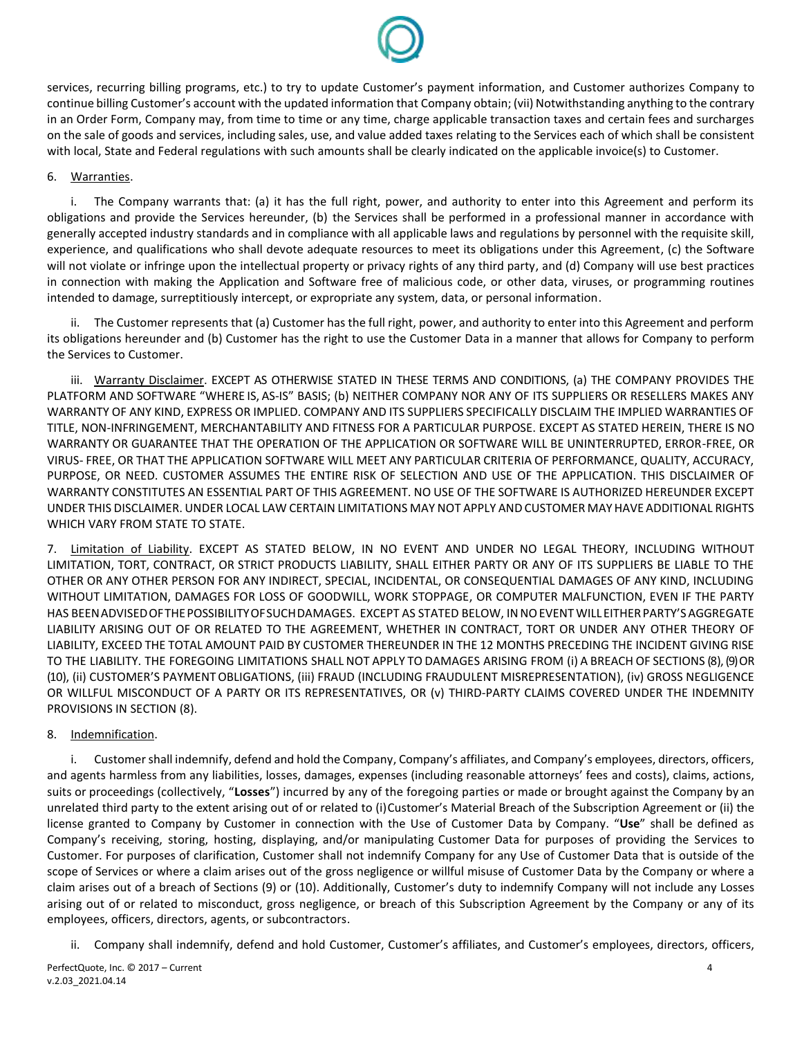services, recurring billing programs, etc.) to try to update Customer's payment information, and Customer authorizes Company to continue billing Customer's account with the updated information that Company obtain; (vii) Notwithstanding anything to the contrary in an Order Form, Company may, from time to time or any time, charge applicable transaction taxes and certain fees and surcharges on the sale of goods and services, including sales, use, and value added taxes relating to the Services each of which shall be consistent with local, State and Federal regulations with such amounts shall be clearly indicated on the applicable invoice(s) to Customer.

6. Warranties.

i. The Company warrants that: (a) it has the full right, power, and authority to enter into this Agreement and perform its obligations and provide the Services hereunder, (b) the Services shall be performed in a professional manner in accordance with generally accepted industry standards and in compliance with all applicable laws and regulations by personnel with the requisite skill, experience, and qualifications who shall devote adequate resources to meet its obligations under this Agreement, (c) the Software will not violate or infringe upon the intellectual property or privacy rights of any third party, and (d) Company will use best practices in connection with making the Application and Software free of malicious code, or other data, viruses, or programming routines intended to damage, surreptitiously intercept, or expropriate any system, data, or personal information.

ii. The Customer represents that (a) Customer has the full right, power, and authority to enter into this Agreement and perform its obligations hereunder and (b) Customer has the right to use the Customer Data in a manner that allows for Company to perform the Services to Customer.

iii. Warranty Disclaimer. EXCEPT AS OTHERWISE STATED IN THESE TERMS AND CONDITIONS, (a) THE COMPANY PROVIDES THE PLATFORM AND SOFTWARE "WHERE IS, AS-IS" BASIS; (b) NEITHER COMPANY NOR ANY OF ITS SUPPLIERS OR RESELLERS MAKES ANY WARRANTY OF ANY KIND, EXPRESS OR IMPLIED. COMPANY AND ITS SUPPLIERS SPECIFICALLY DISCLAIM THE IMPLIED WARRANTIES OF TITLE, NON-INFRINGEMENT, MERCHANTABILITY AND FITNESS FOR A PARTICULAR PURPOSE. EXCEPT AS STATED HEREIN, THERE IS NO WARRANTY OR GUARANTEE THAT THE OPERATION OF THE APPLICATION OR SOFTWARE WILL BE UNINTERRUPTED, ERROR-FREE, OR VIRUS- FREE, OR THAT THE APPLICATION SOFTWARE WILL MEET ANY PARTICULAR CRITERIA OF PERFORMANCE, QUALITY, ACCURACY, PURPOSE, OR NEED. CUSTOMER ASSUMES THE ENTIRE RISK OF SELECTION AND USE OF THE APPLICATION. THIS DISCLAIMER OF WARRANTY CONSTITUTES AN ESSENTIAL PART OF THIS AGREEMENT. NO USE OF THE SOFTWARE IS AUTHORIZED HEREUNDER EXCEPT UNDER THIS DISCLAIMER. UNDER LOCAL LAW CERTAIN LIMITATIONS MAY NOT APPLY AND CUSTOMER MAY HAVE ADDITIONAL RIGHTS WHICH VARY FROM STATE TO STATE.

7. Limitation of Liability. EXCEPT AS STATED BELOW, IN NO EVENT AND UNDER NO LEGAL THEORY, INCLUDING WITHOUT LIMITATION, TORT, CONTRACT, OR STRICT PRODUCTS LIABILITY, SHALL EITHER PARTY OR ANY OF ITS SUPPLIERS BE LIABLE TO THE OTHER OR ANY OTHER PERSON FOR ANY INDIRECT, SPECIAL, INCIDENTAL, OR CONSEQUENTIAL DAMAGES OF ANY KIND, INCLUDING WITHOUT LIMITATION, DAMAGES FOR LOSS OF GOODWILL, WORK STOPPAGE, OR COMPUTER MALFUNCTION, EVEN IF THE PARTY HAS BEEN ADVISED OF THE POSSIBILITY OF SUCH DAMAGES. EXCEPT AS STATED BELOW, IN NO EVENT WILL EITHER PARTY'S AGGREGATE LIABILITY ARISING OUT OF OR RELATED TO THE AGREEMENT, WHETHER IN CONTRACT, TORT OR UNDER ANY OTHER THEORY OF LIABILITY, EXCEED THE TOTAL AMOUNT PAID BY CUSTOMER THEREUNDER IN THE 12 MONTHS PRECEDING THE INCIDENT GIVING RISE TO THE LIABILITY. THE FOREGOING LIMITATIONS SHALL NOT APPLY TO DAMAGES ARISING FROM (i) A BREACH OF SECTIONS (8), (9) OR (10), (ii) CUSTOMER'S PAYMENT OBLIGATIONS, (iii) FRAUD (INCLUDING FRAUDULENT MISREPRESENTATION), (iv) GROSS NEGLIGENCE OR WILLFUL MISCONDUCT OF A PARTY OR ITS REPRESENTATIVES, OR (v) THIRD-PARTY CLAIMS COVERED UNDER THE INDEMNITY PROVISIONS IN SECTION (8).

8. Indemnification.

i. Customer shall indemnify, defend and hold the Company, Company's affiliates, and Company's employees, directors, officers, and agents harmless from any liabilities, losses, damages, expenses (including reasonable attorneys' fees and costs), claims, actions, suits or proceedings (collectively, "**Losses**") incurred by any of the foregoing parties or made or brought against the Company by an unrelated third party to the extent arising out of or related to (i) Customer's Material Breach of the Subscription Agreement or (ii) the license granted to Company by Customer in connection with the Use of Customer Data by Company. "**Use**" shall be defined as Company's receiving, storing, hosting, displaying, and/or manipulating Customer Data for purposes of providing the Services to Customer. For purposes of clarification, Customer shall not indemnify Company for any Use of Customer Data that is outside of the scope of Services or where a claim arises out of the gross negligence or willful misuse of Customer Data by the Company or where a claim arises out of a breach of Sections (9) or (10). Additionally, Customer's duty to indemnify Company will not include any Losses arising out of or related to misconduct, gross negligence, or breach of this Subscription Agreement by the Company or any of its employees, officers, directors, agents, or subcontractors.

ii. Company shall indemnify, defend and hold Customer, Customer's affiliates, and Customer's employees, directors, officers,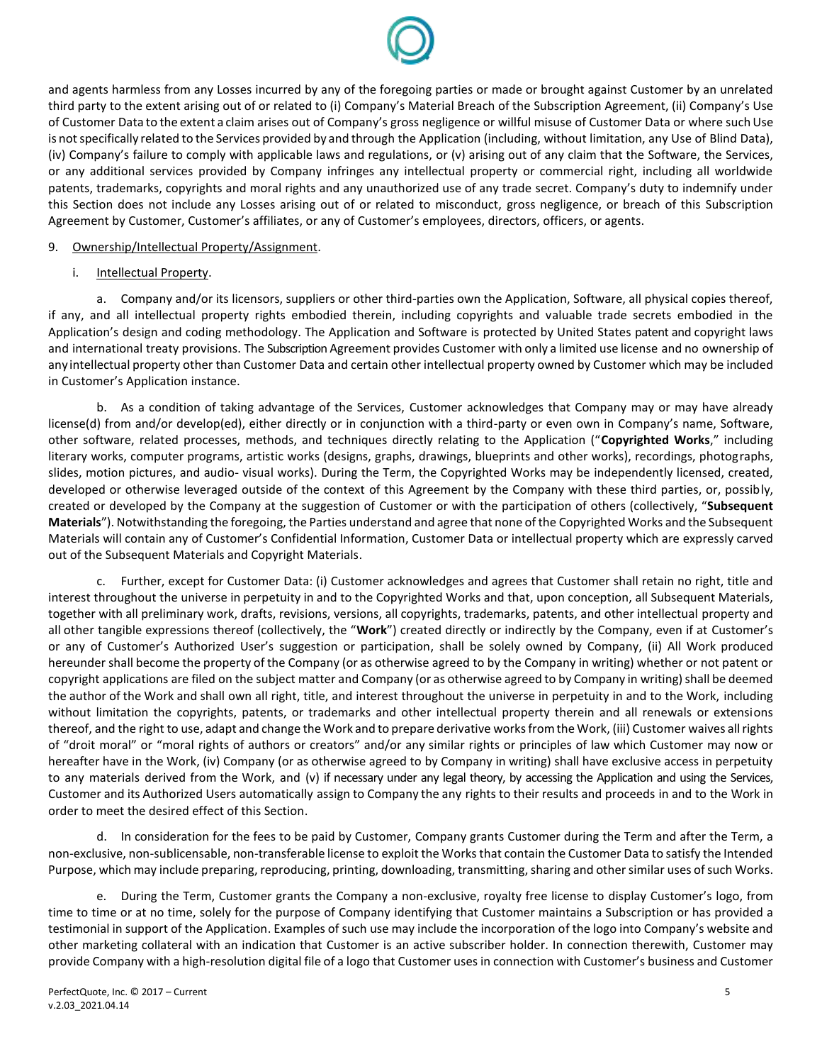and agents harmless from any Losses incurred by any of the foregoing parties or made or brought against Customer by an unrelated third party to the extent arising out of or related to (i) Company's Material Breach of the Subscription Agreement, (ii) Company's Use of Customer Data to the extent a claim arises out of Company's gross negligence or willful misuse of Customer Data or where such Use is not specifically related to the Services provided by and through the Application (including, without limitation, any Use of Blind Data), (iv) Company's failure to comply with applicable laws and regulations, or (v) arising out of any claim that the Software, the Services, or any additional services provided by Company infringes any intellectual property or commercial right, including all worldwide patents, trademarks, copyrights and moral rights and any unauthorized use of any trade secret. Company's duty to indemnify under this Section does not include any Losses arising out of or related to misconduct, gross negligence, or breach of this Subscription Agreement by Customer, Customer's affiliates, or any of Customer's employees, directors, officers, or agents.

9. Ownership/Intellectual Property/Assignment.

i. Intellectual Property.

a. Company and/or its licensors, suppliers or other third-parties own the Application, Software, all physical copies thereof, if any, and all intellectual property rights embodied therein, including copyrights and valuable trade secrets embodied in the Application's design and coding methodology. The Application and Software is protected by United States patent and copyright laws and international treaty provisions. The Subscription Agreement provides Customer with only a limited use license and no ownership of any intellectual property other than Customer Data and certain other intellectual property owned by Customer which may be included in Customer's Application instance.

b. As a condition of taking advantage of the Services, Customer acknowledges that Company may or may have already license(d) from and/or develop(ed), either directly or in conjunction with a third-party or even own in Company's name, Software, other software, related processes, methods, and techniques directly relating to the Application ("**Copyrighted Works**," including literary works, computer programs, artistic works (designs, graphs, drawings, blueprints and other works), recordings, photographs, slides, motion pictures, and audio- visual works). During the Term, the Copyrighted Works may be independently licensed, created, developed or otherwise leveraged outside of the context of this Agreement by the Company with these third parties, or, possibly, created or developed by the Company at the suggestion of Customer or with the participation of others (collectively, "**Subsequent Materials**"). Notwithstanding the foregoing, the Parties understand and agree that none of the Copyrighted Works and the Subsequent Materials will contain any of Customer's Confidential Information, Customer Data or intellectual property which are expressly carved out of the Subsequent Materials and Copyright Materials.

c. Further, except for Customer Data: (i) Customer acknowledges and agrees that Customer shall retain no right, title and interest throughout the universe in perpetuity in and to the Copyrighted Works and that, upon conception, all Subsequent Materials, together with all preliminary work, drafts, revisions, versions, all copyrights, trademarks, patents, and other intellectual property and all other tangible expressions thereof (collectively, the "**Work**") created directly or indirectly by the Company, even if at Customer's or any of Customer's Authorized User's suggestion or participation, shall be solely owned by Company, (ii) All Work produced hereunder shall become the property of the Company (or as otherwise agreed to by the Company in writing) whether or not patent or copyright applications are filed on the subject matter and Company (or as otherwise agreed to by Company in writing) shall be deemed the author of the Work and shall own all right, title, and interest throughout the universe in perpetuity in and to the Work, including without limitation the copyrights, patents, or trademarks and other intellectual property therein and all renewals or extensions thereof, and the right to use, adapt and change the Work and to prepare derivative works from the Work, (iii) Customer waives all rights of "droit moral" or "moral rights of authors or creators" and/or any similar rights or principles of law which Customer may now or hereafter have in the Work, (iv) Company (or as otherwise agreed to by Company in writing) shall have exclusive access in perpetuity to any materials derived from the Work, and (v) if necessary under any legal theory, by accessing the Application and using the Services, Customer and its Authorized Users automatically assign to Company the any rights to their results and proceeds in and to the Work in order to meet the desired effect of this Section.

d. In consideration for the fees to be paid by Customer, Company grants Customer during the Term and after the Term, a non-exclusive, non-sublicensable, non-transferable license to exploit the Works that contain the Customer Data to satisfy the Intended Purpose, which may include preparing, reproducing, printing, downloading, transmitting, sharing and other similar uses of such Works.

e. During the Term, Customer grants the Company a non-exclusive, royalty free license to display Customer's logo, from time to time or at no time, solely for the purpose of Company identifying that Customer maintains a Subscription or has provided a testimonial in support of the Application. Examples of such use may include the incorporation of the logo into Company's website and other marketing collateral with an indication that Customer is an active subscriber holder. In connection therewith, Customer may provide Company with a high-resolution digital file of a logo that Customer uses in connection with Customer's business and Customer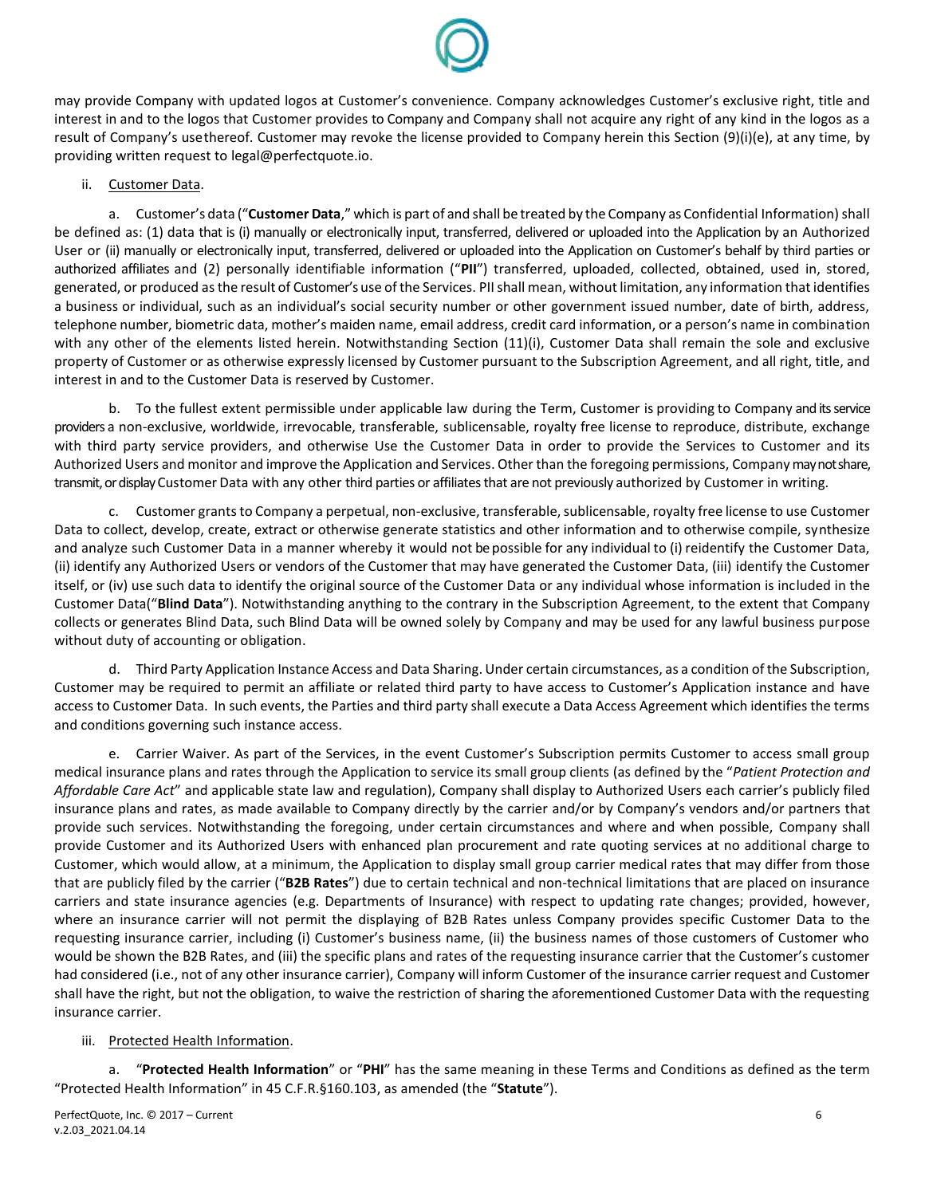may provide Company with updated logos at Customer's convenience. Company acknowledges Customer's exclusive right, title and interest in and to the logos that Customer provides to Company and Company shall not acquire any right of any kind in the logos as a result of Company's usethereof. Customer may revoke the license provided to Company herein this Section (9)(i)(e), at any time, by providing written request to legal@perfectquote.io.

ii. Customer Data.

a. Customer's data ("**Customer Data**," which is part of and shall be treated by the Company as Confidential Information) shall be defined as: (1) data that is (i) manually or electronically input, transferred, delivered or uploaded into the Application by an Authorized User or (ii) manually or electronically input, transferred, delivered or uploaded into the Application on Customer's behalf by third parties or authorized affiliates and (2) personally identifiable information ("**PII**") transferred, uploaded, collected, obtained, used in, stored, generated, or produced as the result of Customer's use of the Services. PII shall mean, without limitation, any information that identifies a business or individual, such as an individual's social security number or other government issued number, date of birth, address, telephone number, biometric data, mother's maiden name, email address, credit card information, or a person's name in combination with any other of the elements listed herein. Notwithstanding Section (11)(i), Customer Data shall remain the sole and exclusive property of Customer or as otherwise expressly licensed by Customer pursuant to the Subscription Agreement, and all right, title, and interest in and to the Customer Data is reserved by Customer.

b. To the fullest extent permissible under applicable law during the Term, Customer is providing to Company and its service providers a non-exclusive, worldwide, irrevocable, transferable, sublicensable, royalty free license to reproduce, distribute, exchange with third party service providers, and otherwise Use the Customer Data in order to provide the Services to Customer and its Authorized Users and monitor and improve the Application and Services. Other than the foregoing permissions, Company may not share, transmit, or display Customer Data with any other third parties or affiliates that are not previously authorized by Customer in writing.

c. Customer grants to Company a perpetual, non-exclusive, transferable, sublicensable, royalty free license to use Customer Data to collect, develop, create, extract or otherwise generate statistics and other information and to otherwise compile, synthesize and analyze such Customer Data in a manner whereby it would not be possible for any individual to (i) reidentify the Customer Data, (ii) identify any Authorized Users or vendors of the Customer that may have generated the Customer Data, (iii) identify the Customer itself, or (iv) use such data to identify the original source of the Customer Data or any individual whose information is included in the Customer Data("**Blind Data**"). Notwithstanding anything to the contrary in the Subscription Agreement, to the extent that Company collects or generates Blind Data, such Blind Data will be owned solely by Company and may be used for any lawful business purpose without duty of accounting or obligation.

d. Third Party Application Instance Access and Data Sharing. Under certain circumstances, as a condition of the Subscription, Customer may be required to permit an affiliate or related third party to have access to Customer's Application instance and have access to Customer Data. In such events, the Parties and third party shall execute a Data Access Agreement which identifies the terms and conditions governing such instance access.

e. Carrier Waiver. As part of the Services, in the event Customer's Subscription permits Customer to access small group medical insurance plans and rates through the Application to service its small group clients (as defined by the "*Patient Protection and Affordable Care Act*" and applicable state law and regulation), Company shall display to Authorized Users each carrier's publicly filed insurance plans and rates, as made available to Company directly by the carrier and/or by Company's vendors and/or partners that provide such services. Notwithstanding the foregoing, under certain circumstances and where and when possible, Company shall provide Customer and its Authorized Users with enhanced plan procurement and rate quoting services at no additional charge to Customer, which would allow, at a minimum, the Application to display small group carrier medical rates that may differ from those that are publicly filed by the carrier ("**B2B Rates**") due to certain technical and non-technical limitations that are placed on insurance carriers and state insurance agencies (e.g. Departments of Insurance) with respect to updating rate changes; provided, however, where an insurance carrier will not permit the displaying of B2B Rates unless Company provides specific Customer Data to the requesting insurance carrier, including (i) Customer's business name, (ii) the business names of those customers of Customer who would be shown the B2B Rates, and (iii) the specific plans and rates of the requesting insurance carrier that the Customer's customer had considered (i.e., not of any other insurance carrier), Company will inform Customer of the insurance carrier request and Customer shall have the right, but not the obligation, to waive the restriction of sharing the aforementioned Customer Data with the requesting insurance carrier.

iii. Protected Health Information.

a. "**Protected Health Information**" or "**PHI**" has the same meaning in these Terms and Conditions as defined as the term "Protected Health Information" in 45 C.F.R.§160.103, as amended (the "**Statute**").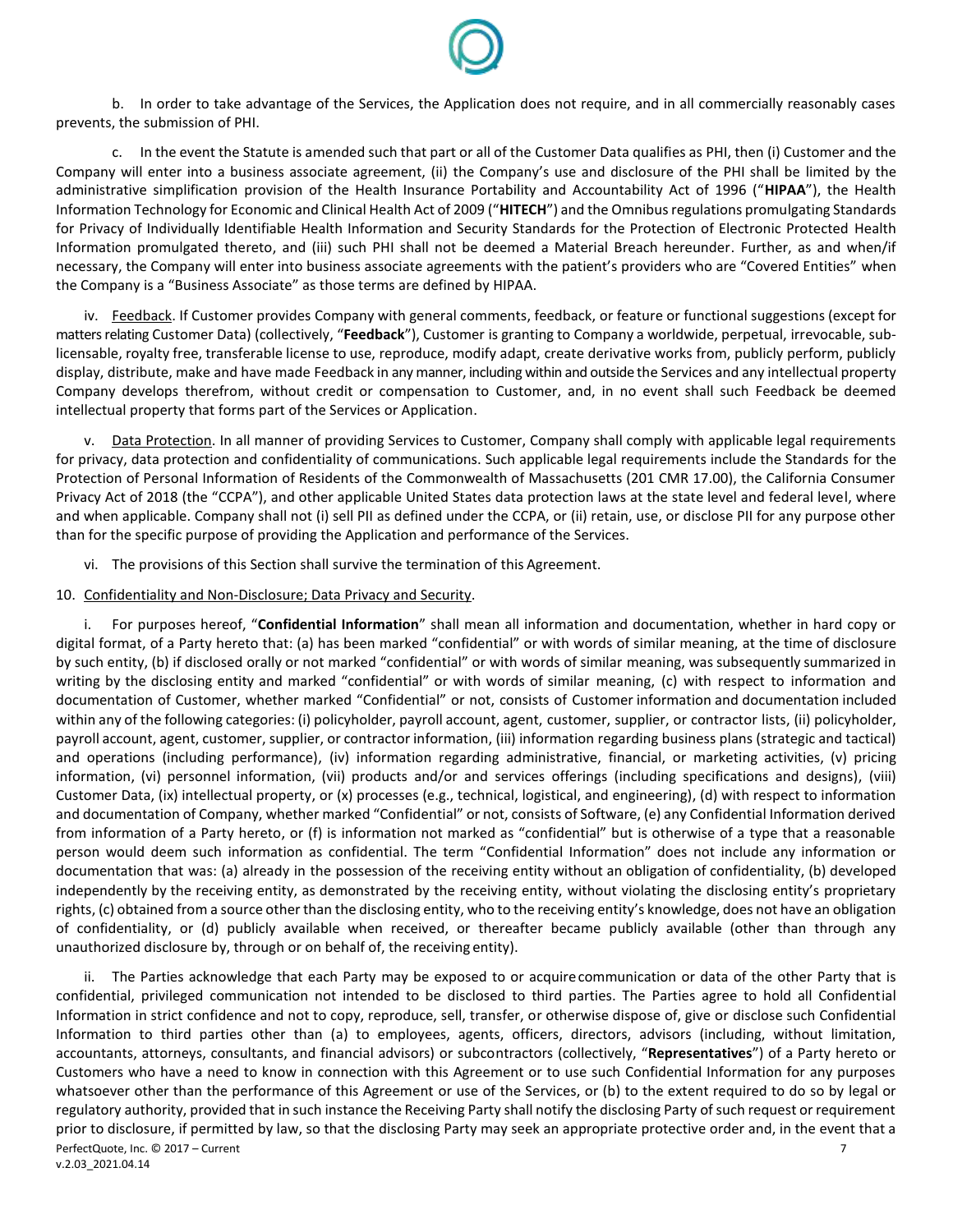b. In order to take advantage of the Services, the Application does not require, and in all commercially reasonably cases prevents, the submission of PHI.

c. In the event the Statute is amended such that part or all of the Customer Data qualifies as PHI, then (i) Customer and the Company will enter into a business associate agreement, (ii) the Company's use and disclosure of the PHI shall be limited by the administrative simplification provision of the Health Insurance Portability and Accountability Act of 1996 ("**HIPAA**"), the Health Information Technology for Economic and Clinical Health Act of 2009 ("**HITECH**") and the Omnibus regulations promulgating Standards for Privacy of Individually Identifiable Health Information and Security Standards for the Protection of Electronic Protected Health Information promulgated thereto, and (iii) such PHI shall not be deemed a Material Breach hereunder. Further, as and when/if necessary, the Company will enter into business associate agreements with the patient's providers who are "Covered Entities" when the Company is a "Business Associate" as those terms are defined by HIPAA.

iv. Feedback. If Customer provides Company with general comments, feedback, or feature or functional suggestions (except for matters relating Customer Data) (collectively, "**Feedback**"), Customer is granting to Company a worldwide, perpetual, irrevocable, sub-licensable, royalty free, transferable license to use, reproduce, modify adapt, create derivative works from, publicly perform, publicly display, distribute, make and have made Feedback in any manner, including within and outside the Services and any intellectual property Company develops therefrom, without credit or compensation to Customer, and, in no event shall such Feedback be deemed intellectual property that forms part of the Services or Application.

v. Data Protection. In all manner of providing Services to Customer, Company shall comply with applicable legal requirements for privacy, data protection and confidentiality of communications. Such applicable legal requirements include the Standards for the Protection of Personal Information of Residents of the Commonwealth of Massachusetts (201 CMR 17.00), the California Consumer Privacy Act of 2018 (the "CCPA"), and other applicable United States data protection laws at the state level and federal level, where and when applicable. Company shall not (i) sell PII as defined under the CCPA, or (ii) retain, use, or disclose PII for any purpose other than for the specific purpose of providing the Application and performance of the Services.

vi. The provisions of this Section shall survive the termination of this Agreement.

10. Confidentiality and Non-Disclosure; Data Privacy and Security.

i. For purposes hereof, "**Confidential Information**" shall mean all information and documentation, whether in hard copy or digital format, of a Party hereto that: (a) has been marked "confidential" or with words of similar meaning, at the time of disclosure by such entity, (b) if disclosed orally or not marked "confidential" or with words of similar meaning, was subsequently summarized in writing by the disclosing entity and marked "confidential" or with words of similar meaning, (c) with respect to information and documentation of Customer, whether marked "Confidential" or not, consists of Customer information and documentation included within any of the following categories: (i) policyholder, payroll account, agent, customer, supplier, or contractor lists, (ii) policyholder, payroll account, agent, customer, supplier, or contractor information, (iii) information regarding business plans (strategic and tactical) and operations (including performance), (iv) information regarding administrative, financial, or marketing activities, (v) pricing information, (vi) personnel information, (vii) products and/or and services offerings (including specifications and designs), (viii) Customer Data, (ix) intellectual property, or (x) processes (e.g., technical, logistical, and engineering), (d) with respect to information and documentation of Company, whether marked "Confidential" or not, consists of Software, (e) any Confidential Information derived from information of a Party hereto, or (f) is information not marked as "confidential" but is otherwise of a type that a reasonable person would deem such information as confidential. The term "Confidential Information" does not include any information or documentation that was: (a) already in the possession of the receiving entity without an obligation of confidentiality, (b) developed independently by the receiving entity, as demonstrated by the receiving entity, without violating the disclosing entity's proprietary rights, (c) obtained from a source other than the disclosing entity, who to the receiving entity's knowledge, does not have an obligation of confidentiality, or (d) publicly available when received, or thereafter became publicly available (other than through any unauthorized disclosure by, through or on behalf of, the receiving entity).

ii. The Parties acknowledge that each Party may be exposed to or acquire communication or data of the other Party that is confidential, privileged communication not intended to be disclosed to third parties. The Parties agree to hold all Confidential Information in strict confidence and not to copy, reproduce, sell, transfer, or otherwise dispose of, give or disclose such Confidential Information to third parties other than (a) to employees, agents, officers, directors, advisors (including, without limitation, accountants, attorneys, consultants, and financial advisors) or subcontractors (collectively, "**Representatives**") of a Party hereto or Customers who have a need to know in connection with this Agreement or to use such Confidential Information for any purposes whatsoever other than the performance of this Agreement or use of the Services, or (b) to the extent required to do so by legal or regulatory authority, provided that in such instance the Receiving Party shall notify the disclosing Party of such request or requirement prior to disclosure, if permitted by law, so that the disclosing Party may seek an appropriate protective order and, in the event that a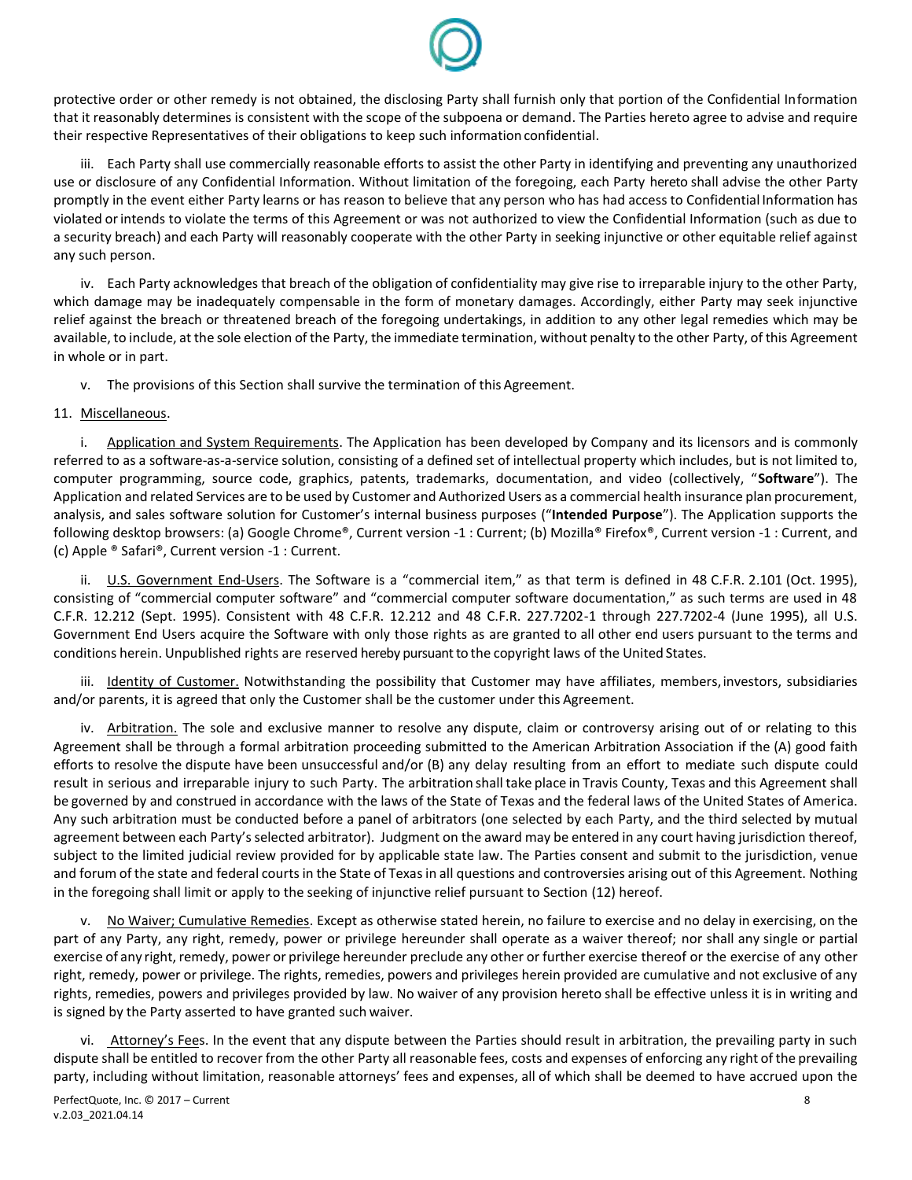protective order or other remedy is not obtained, the disclosing Party shall furnish only that portion of the Confidential Information that it reasonably determines is consistent with the scope of the subpoena or demand. The Parties hereto agree to advise and require their respective Representatives of their obligations to keep such information confidential.

iii. Each Party shall use commercially reasonable efforts to assist the other Party in identifying and preventing any unauthorized use or disclosure of any Confidential Information. Without limitation of the foregoing, each Party hereto shall advise the other Party promptly in the event either Party learns or has reason to believe that any person who has had access to Confidential Information has violated or intends to violate the terms of this Agreement or was not authorized to view the Confidential Information (such as due to a security breach) and each Party will reasonably cooperate with the other Party in seeking injunctive or other equitable relief against any such person.

iv. Each Party acknowledges that breach of the obligation of confidentiality may give rise to irreparable injury to the other Party, which damage may be inadequately compensable in the form of monetary damages. Accordingly, either Party may seek injunctive relief against the breach or threatened breach of the foregoing undertakings, in addition to any other legal remedies which may be available, to include, at the sole election of the Party, the immediate termination, without penalty to the other Party, of this Agreement in whole or in part.

v. The provisions of this Section shall survive the termination of this Agreement.

11. Miscellaneous.

i. Application and System Requirements. The Application has been developed by Company and its licensors and is commonly referred to as a software-as-a-service solution, consisting of a defined set of intellectual property which includes, but is not limited to, computer programming, source code, graphics, patents, trademarks, documentation, and video (collectively, "**Software**"). The Application and related Services are to be used by Customer and Authorized Users as a commercial health insurance plan procurement, analysis, and sales software solution for Customer's internal business purposes ("**Intended Purpose**"). The Application supports the following desktop browsers: (a) Google Chrome®, Current version -1 : Current; (b) Mozilla® Firefox®, Current version -1 : Current, and (c) Apple ® Safari®, Current version -1 : Current.

ii. U.S. Government End-Users. The Software is a "commercial item," as that term is defined in 48 C.F.R. 2.101 (Oct. 1995), consisting of "commercial computer software" and "commercial computer software documentation," as such terms are used in 48 C.F.R. 12.212 (Sept. 1995). Consistent with 48 C.F.R. 12.212 and 48 C.F.R. 227.7202-1 through 227.7202-4 (June 1995), all U.S. Government End Users acquire the Software with only those rights as are granted to all other end users pursuant to the terms and conditions herein. Unpublished rights are reserved hereby pursuant to the copyright laws of the United States.

iii. Identity of Customer. Notwithstanding the possibility that Customer may have affiliates, members, investors, subsidiaries and/or parents, it is agreed that only the Customer shall be the customer under this Agreement.

iv. Arbitration. The sole and exclusive manner to resolve any dispute, claim or controversy arising out of or relating to this Agreement shall be through a formal arbitration proceeding submitted to the American Arbitration Association if the (A) good faith efforts to resolve the dispute have been unsuccessful and/or (B) any delay resulting from an effort to mediate such dispute could result in serious and irreparable injury to such Party. The arbitration shall take place in Travis County, Texas and this Agreement shall be governed by and construed in accordance with the laws of the State of Texas and the federal laws of the United States of America. Any such arbitration must be conducted before a panel of arbitrators (one selected by each Party, and the third selected by mutual agreement between each Party's selected arbitrator). Judgment on the award may be entered in any court having jurisdiction thereof, subject to the limited judicial review provided for by applicable state law. The Parties consent and submit to the jurisdiction, venue and forum of the state and federal courts in the State of Texas in all questions and controversies arising out of this Agreement. Nothing in the foregoing shall limit or apply to the seeking of injunctive relief pursuant to Section (12) hereof.

v. No Waiver; Cumulative Remedies. Except as otherwise stated herein, no failure to exercise and no delay in exercising, on the part of any Party, any right, remedy, power or privilege hereunder shall operate as a waiver thereof; nor shall any single or partial exercise of any right, remedy, power or privilege hereunder preclude any other or further exercise thereof or the exercise of any other right, remedy, power or privilege. The rights, remedies, powers and privileges herein provided are cumulative and not exclusive of any rights, remedies, powers and privileges provided by law. No waiver of any provision hereto shall be effective unless it is in writing and is signed by the Party asserted to have granted such waiver.

vi. Attorney's Fees. In the event that any dispute between the Parties should result in arbitration, the prevailing party in such dispute shall be entitled to recover from the other Party all reasonable fees, costs and expenses of enforcing any right of the prevailing party, including without limitation, reasonable attorneys' fees and expenses, all of which shall be deemed to have accrued upon the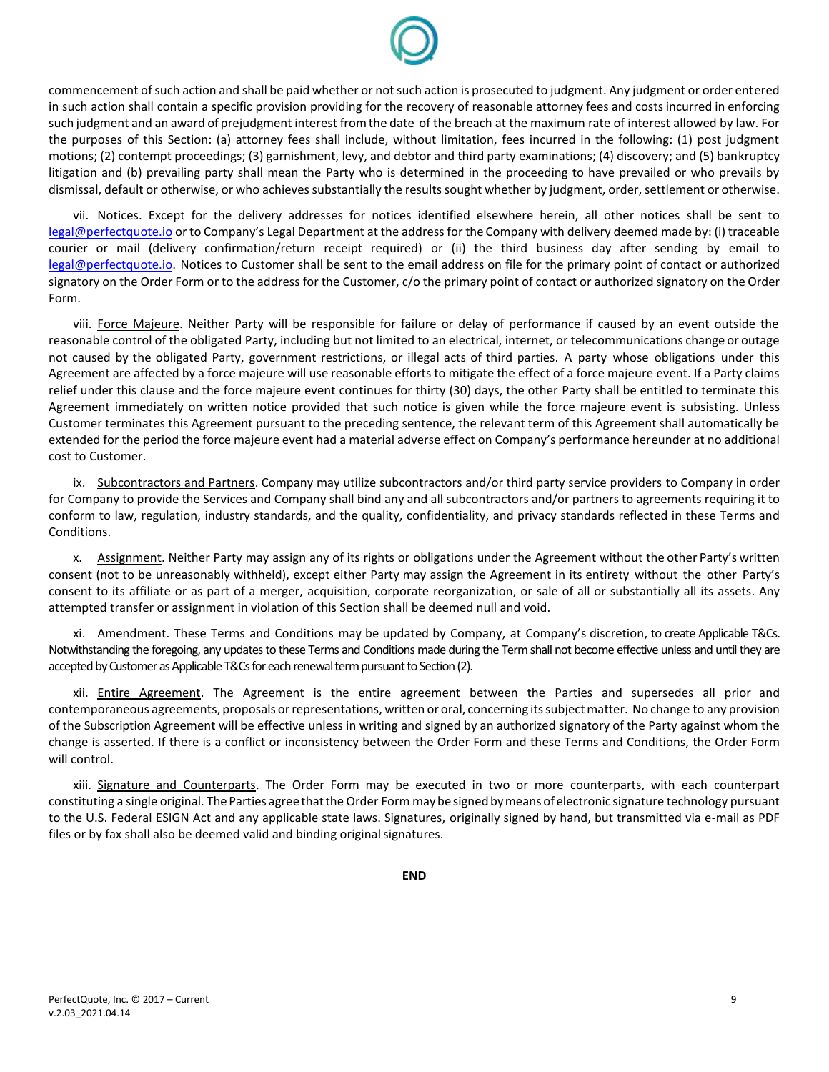commencement of such action and shall be paid whether or not such action is prosecuted to judgment. Any judgment or order entered in such action shall contain a specific provision providing for the recovery of reasonable attorney fees and costs incurred in enforcing such judgment and an award of prejudgment interest from the date of the breach at the maximum rate of interest allowed by law. For the purposes of this Section: (a) attorney fees shall include, without limitation, fees incurred in the following: (1) post judgment motions; (2) contempt proceedings; (3) garnishment, levy, and debtor and third party examinations; (4) discovery; and (5) bankruptcy litigation and (b) prevailing party shall mean the Party who is determined in the proceeding to have prevailed or who prevails by dismissal, default or otherwise, or who achieves substantially the results sought whether by judgment, order, settlement or otherwise.

vii. Notices. Except for the delivery addresses for notices identified elsewhere herein, all other notices shall be sent to legal@perfectquote.io or to Company's Legal Department at the address for the Company with delivery deemed made by: (i) traceable courier or mail (delivery confirmation/return receipt required) or (ii) the third business day after sending by email to legal@perfectquote.io. Notices to Customer shall be sent to the email address on file for the primary point of contact or authorized signatory on the Order Form or to the address for the Customer, c/o the primary point of contact or authorized signatory on the Order Form.

viii. Force Majeure. Neither Party will be responsible for failure or delay of performance if caused by an event outside the reasonable control of the obligated Party, including but not limited to an electrical, internet, or telecommunications change or outage not caused by the obligated Party, government restrictions, or illegal acts of third parties. A party whose obligations under this Agreement are affected by a force majeure will use reasonable efforts to mitigate the effect of a force majeure event. If a Party claims relief under this clause and the force majeure event continues for thirty (30) days, the other Party shall be entitled to terminate this Agreement immediately on written notice provided that such notice is given while the force majeure event is subsisting. Unless Customer terminates this Agreement pursuant to the preceding sentence, the relevant term of this Agreement shall automatically be extended for the period the force majeure event had a material adverse effect on Company's performance hereunder at no additional cost to Customer.

ix. Subcontractors and Partners. Company may utilize subcontractors and/or third party service providers to Company in order for Company to provide the Services and Company shall bind any and all subcontractors and/or partners to agreements requiring it to conform to law, regulation, industry standards, and the quality, confidentiality, and privacy standards reflected in these Terms and Conditions.

x. Assignment. Neither Party may assign any of its rights or obligations under the Agreement without the other Party's written consent (not to be unreasonably withheld), except either Party may assign the Agreement in its entirety without the other Party's consent to its affiliate or as part of a merger, acquisition, corporate reorganization, or sale of all or substantially all its assets. Any attempted transfer or assignment in violation of this Section shall be deemed null and void.

xi. Amendment. These Terms and Conditions may be updated by Company, at Company's discretion, to create Applicable T&Cs. Notwithstanding the foregoing, any updates to these Terms and Conditions made during the Term shall not become effective unless and until they are accepted by Customer as Applicable T&Cs for each renewal term pursuant to Section (2).

xii. Entire Agreement. The Agreement is the entire agreement between the Parties and supersedes all prior and contemporaneous agreements, proposals or representations, written or oral, concerning its subject matter. No change to any provision of the Subscription Agreement will be effective unless in writing and signed by an authorized signatory of the Party against whom the change is asserted. If there is a conflict or inconsistency between the Order Form and these Terms and Conditions, the Order Form will control.

xiii. Signature and Counterparts. The Order Form may be executed in two or more counterparts, with each counterpart constituting a single original. The Parties agree that the Order Form may be signed by means of electronic signature technology pursuant to the U.S. Federal ESIGN Act and any applicable state laws. Signatures, originally signed by hand, but transmitted via e-mail as PDF files or by fax shall also be deemed valid and binding original signatures.

**END**

PerfectQuote, Inc. © 2017 – Current
v.2.03_2021.04.14